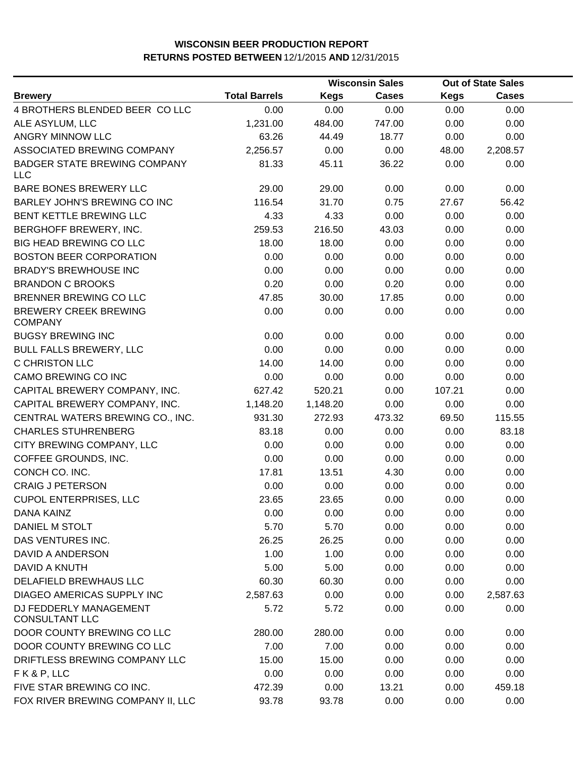# WISCONSIN BEER PRODUCTION REPORT

## RETURNS POSTED BETWEEN 12/1/2015 AND 12/31/2015

| Brewery | Total Barrels | Wisconsin Sales | | Out of State Sales | |
|---|---|---|---|---|---|
| | | Kegs | Cases | Kegs | Cases |
| 4 BROTHERS BLENDED BEER CO LLC | 0.00 | 0.00 | 0.00 | 0.00 | 0.00 |
| ALE ASYLUM, LLC | 1,231.00 | 484.00 | 747.00 | 0.00 | 0.00 |
| ANGRY MINNOW LLC | 63.26 | 44.49 | 18.77 | 0.00 | 0.00 |
| ASSOCIATED BREWING COMPANY | 2,256.57 | 0.00 | 0.00 | 48.00 | 2,208.57 |
| BADGER STATE BREWING COMPANY LLC | 81.33 | 45.11 | 36.22 | 0.00 | 0.00 |
| BARE BONES BREWERY LLC | 29.00 | 29.00 | 0.00 | 0.00 | 0.00 |
| BARLEY JOHN'S BREWING CO INC | 116.54 | 31.70 | 0.75 | 27.67 | 56.42 |
| BENT KETTLE BREWING LLC | 4.33 | 4.33 | 0.00 | 0.00 | 0.00 |
| BERGHOFF BREWERY, INC. | 259.53 | 216.50 | 43.03 | 0.00 | 0.00 |
| BIG HEAD BREWING CO LLC | 18.00 | 18.00 | 0.00 | 0.00 | 0.00 |
| BOSTON BEER CORPORATION | 0.00 | 0.00 | 0.00 | 0.00 | 0.00 |
| BRADY'S BREWHOUSE INC | 0.00 | 0.00 | 0.00 | 0.00 | 0.00 |
| BRANDON C BROOKS | 0.20 | 0.00 | 0.20 | 0.00 | 0.00 |
| BRENNER BREWING CO LLC | 47.85 | 30.00 | 17.85 | 0.00 | 0.00 |
| BREWERY CREEK BREWING COMPANY | 0.00 | 0.00 | 0.00 | 0.00 | 0.00 |
| BUGSY BREWING INC | 0.00 | 0.00 | 0.00 | 0.00 | 0.00 |
| BULL FALLS BREWERY, LLC | 0.00 | 0.00 | 0.00 | 0.00 | 0.00 |
| C CHRISTON LLC | 14.00 | 14.00 | 0.00 | 0.00 | 0.00 |
| CAMO BREWING CO INC | 0.00 | 0.00 | 0.00 | 0.00 | 0.00 |
| CAPITAL BREWERY COMPANY, INC. | 627.42 | 520.21 | 0.00 | 107.21 | 0.00 |
| CAPITAL BREWERY COMPANY, INC. | 1,148.20 | 1,148.20 | 0.00 | 0.00 | 0.00 |
| CENTRAL WATERS BREWING CO., INC. | 931.30 | 272.93 | 473.32 | 69.50 | 115.55 |
| CHARLES STUHRENBERG | 83.18 | 0.00 | 0.00 | 0.00 | 83.18 |
| CITY BREWING COMPANY, LLC | 0.00 | 0.00 | 0.00 | 0.00 | 0.00 |
| COFFEE GROUNDS, INC. | 0.00 | 0.00 | 0.00 | 0.00 | 0.00 |
| CONCH CO. INC. | 17.81 | 13.51 | 4.30 | 0.00 | 0.00 |
| CRAIG J PETERSON | 0.00 | 0.00 | 0.00 | 0.00 | 0.00 |
| CUPOL ENTERPRISES, LLC | 23.65 | 23.65 | 0.00 | 0.00 | 0.00 |
| DANA KAINZ | 0.00 | 0.00 | 0.00 | 0.00 | 0.00 |
| DANIEL M STOLT | 5.70 | 5.70 | 0.00 | 0.00 | 0.00 |
| DAS VENTURES INC. | 26.25 | 26.25 | 0.00 | 0.00 | 0.00 |
| DAVID A ANDERSON | 1.00 | 1.00 | 0.00 | 0.00 | 0.00 |
| DAVID A KNUTH | 5.00 | 5.00 | 0.00 | 0.00 | 0.00 |
| DELAFIELD BREWHAUS LLC | 60.30 | 60.30 | 0.00 | 0.00 | 0.00 |
| DIAGEO AMERICAS SUPPLY INC | 2,587.63 | 0.00 | 0.00 | 0.00 | 2,587.63 |
| DJ FEDDERLY MANAGEMENT CONSULTANT LLC | 5.72 | 5.72 | 0.00 | 0.00 | 0.00 |
| DOOR COUNTY BREWING CO LLC | 280.00 | 280.00 | 0.00 | 0.00 | 0.00 |
| DOOR COUNTY BREWING CO LLC | 7.00 | 7.00 | 0.00 | 0.00 | 0.00 |
| DRIFTLESS BREWING COMPANY LLC | 15.00 | 15.00 | 0.00 | 0.00 | 0.00 |
| F K & P, LLC | 0.00 | 0.00 | 0.00 | 0.00 | 0.00 |
| FIVE STAR BREWING CO INC. | 472.39 | 0.00 | 13.21 | 0.00 | 459.18 |
| FOX RIVER BREWING COMPANY II, LLC | 93.78 | 93.78 | 0.00 | 0.00 | 0.00 |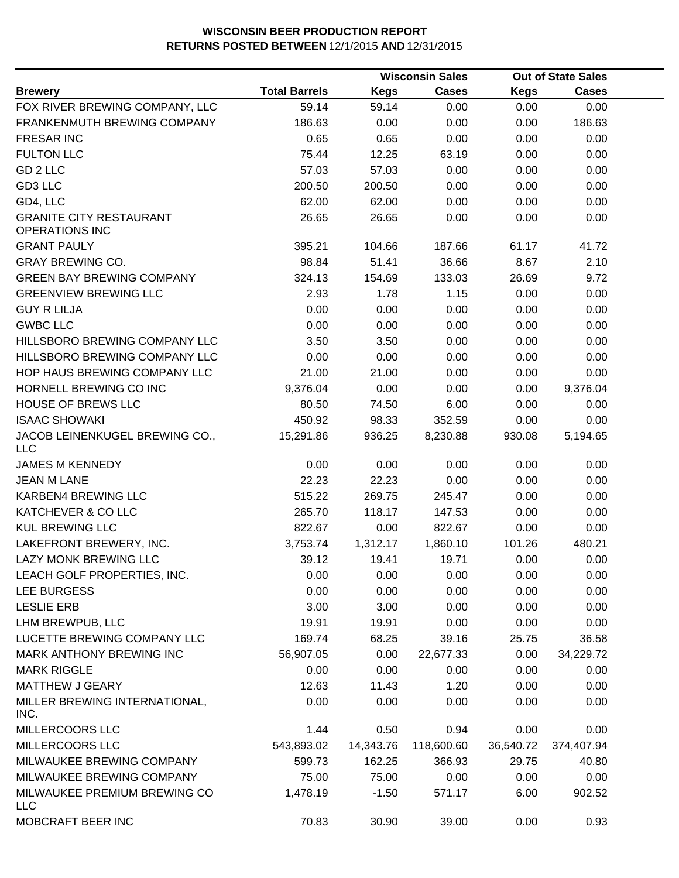**WISCONSIN BEER PRODUCTION REPORT**
**RETURNS POSTED BETWEEN** 12/1/2015 **AND** 12/31/2015

| | | Wisconsin Sales | | Out of State Sales | |
|---|---|---|---|---|---|
| **Brewery** | **Total Barrels** | **Kegs** | **Cases** | **Kegs** | **Cases** |
| FOX RIVER BREWING COMPANY, LLC | 59.14 | 59.14 | 0.00 | 0.00 | 0.00 |
| FRANKENMUTH BREWING COMPANY | 186.63 | 0.00 | 0.00 | 0.00 | 186.63 |
| FRESAR INC | 0.65 | 0.65 | 0.00 | 0.00 | 0.00 |
| FULTON LLC | 75.44 | 12.25 | 63.19 | 0.00 | 0.00 |
| GD 2 LLC | 57.03 | 57.03 | 0.00 | 0.00 | 0.00 |
| GD3 LLC | 200.50 | 200.50 | 0.00 | 0.00 | 0.00 |
| GD4, LLC | 62.00 | 62.00 | 0.00 | 0.00 | 0.00 |
| GRANITE CITY RESTAURANT OPERATIONS INC | 26.65 | 26.65 | 0.00 | 0.00 | 0.00 |
| GRANT PAULY | 395.21 | 104.66 | 187.66 | 61.17 | 41.72 |
| GRAY BREWING CO. | 98.84 | 51.41 | 36.66 | 8.67 | 2.10 |
| GREEN BAY BREWING COMPANY | 324.13 | 154.69 | 133.03 | 26.69 | 9.72 |
| GREENVIEW BREWING LLC | 2.93 | 1.78 | 1.15 | 0.00 | 0.00 |
| GUY R LILJA | 0.00 | 0.00 | 0.00 | 0.00 | 0.00 |
| GWBC LLC | 0.00 | 0.00 | 0.00 | 0.00 | 0.00 |
| HILLSBORO BREWING COMPANY LLC | 3.50 | 3.50 | 0.00 | 0.00 | 0.00 |
| HILLSBORO BREWING COMPANY LLC | 0.00 | 0.00 | 0.00 | 0.00 | 0.00 |
| HOP HAUS BREWING COMPANY LLC | 21.00 | 21.00 | 0.00 | 0.00 | 0.00 |
| HORNELL BREWING CO INC | 9,376.04 | 0.00 | 0.00 | 0.00 | 9,376.04 |
| HOUSE OF BREWS LLC | 80.50 | 74.50 | 6.00 | 0.00 | 0.00 |
| ISAAC SHOWAKI | 450.92 | 98.33 | 352.59 | 0.00 | 0.00 |
| JACOB LEINENKUGEL BREWING CO., LLC | 15,291.86 | 936.25 | 8,230.88 | 930.08 | 5,194.65 |
| JAMES M KENNEDY | 0.00 | 0.00 | 0.00 | 0.00 | 0.00 |
| JEAN M LANE | 22.23 | 22.23 | 0.00 | 0.00 | 0.00 |
| KARBEN4 BREWING LLC | 515.22 | 269.75 | 245.47 | 0.00 | 0.00 |
| KATCHEVER & CO LLC | 265.70 | 118.17 | 147.53 | 0.00 | 0.00 |
| KUL BREWING LLC | 822.67 | 0.00 | 822.67 | 0.00 | 0.00 |
| LAKEFRONT BREWERY, INC. | 3,753.74 | 1,312.17 | 1,860.10 | 101.26 | 480.21 |
| LAZY MONK BREWING LLC | 39.12 | 19.41 | 19.71 | 0.00 | 0.00 |
| LEACH GOLF PROPERTIES, INC. | 0.00 | 0.00 | 0.00 | 0.00 | 0.00 |
| LEE BURGESS | 0.00 | 0.00 | 0.00 | 0.00 | 0.00 |
| LESLIE ERB | 3.00 | 3.00 | 0.00 | 0.00 | 0.00 |
| LHM BREWPUB, LLC | 19.91 | 19.91 | 0.00 | 0.00 | 0.00 |
| LUCETTE BREWING COMPANY LLC | 169.74 | 68.25 | 39.16 | 25.75 | 36.58 |
| MARK ANTHONY BREWING INC | 56,907.05 | 0.00 | 22,677.33 | 0.00 | 34,229.72 |
| MARK RIGGLE | 0.00 | 0.00 | 0.00 | 0.00 | 0.00 |
| MATTHEW J GEARY | 12.63 | 11.43 | 1.20 | 0.00 | 0.00 |
| MILLER BREWING INTERNATIONAL, INC. | 0.00 | 0.00 | 0.00 | 0.00 | 0.00 |
| MILLERCOORS LLC | 1.44 | 0.50 | 0.94 | 0.00 | 0.00 |
| MILLERCOORS LLC | 543,893.02 | 14,343.76 | 118,600.60 | 36,540.72 | 374,407.94 |
| MILWAUKEE BREWING COMPANY | 599.73 | 162.25 | 366.93 | 29.75 | 40.80 |
| MILWAUKEE BREWING COMPANY | 75.00 | 75.00 | 0.00 | 0.00 | 0.00 |
| MILWAUKEE PREMIUM BREWING CO LLC | 1,478.19 | -1.50 | 571.17 | 6.00 | 902.52 |
| MOBCRAFT BEER INC | 70.83 | 30.90 | 39.00 | 0.00 | 0.93 |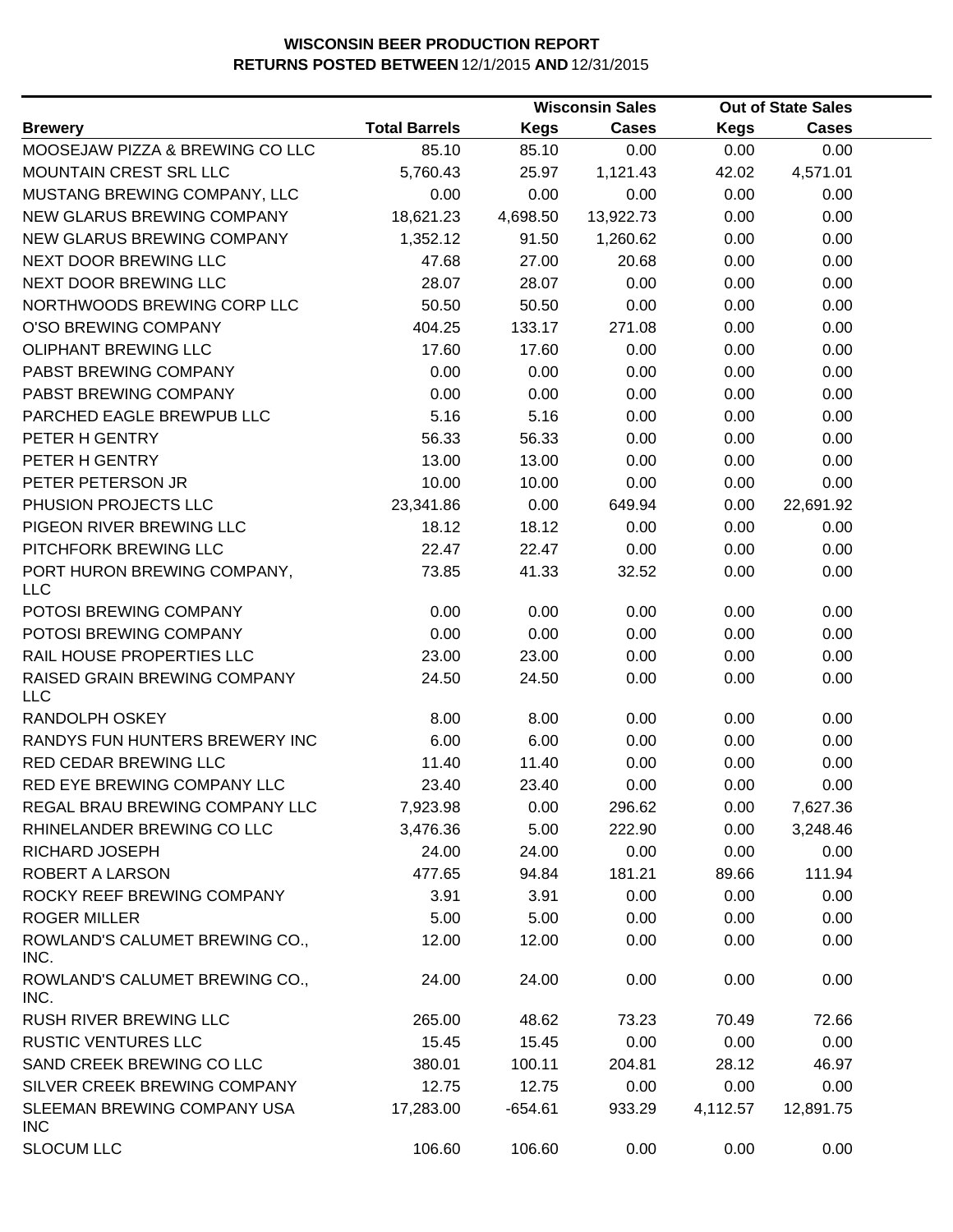**WISCONSIN BEER PRODUCTION REPORT**
**RETURNS POSTED BETWEEN 12/1/2015 AND 12/31/2015**

| | | Wisconsin Sales | | Out of State Sales | |
|---|---|---|---|---|---|
| **Brewery** | **Total Barrels** | **Kegs** | **Cases** | **Kegs** | **Cases** |
| MOOSEJAW PIZZA & BREWING CO LLC | 85.10 | 85.10 | 0.00 | 0.00 | 0.00 |
| MOUNTAIN CREST SRL LLC | 5,760.43 | 25.97 | 1,121.43 | 42.02 | 4,571.01 |
| MUSTANG BREWING COMPANY, LLC | 0.00 | 0.00 | 0.00 | 0.00 | 0.00 |
| NEW GLARUS BREWING COMPANY | 18,621.23 | 4,698.50 | 13,922.73 | 0.00 | 0.00 |
| NEW GLARUS BREWING COMPANY | 1,352.12 | 91.50 | 1,260.62 | 0.00 | 0.00 |
| NEXT DOOR BREWING LLC | 47.68 | 27.00 | 20.68 | 0.00 | 0.00 |
| NEXT DOOR BREWING LLC | 28.07 | 28.07 | 0.00 | 0.00 | 0.00 |
| NORTHWOODS BREWING CORP LLC | 50.50 | 50.50 | 0.00 | 0.00 | 0.00 |
| O'SO BREWING COMPANY | 404.25 | 133.17 | 271.08 | 0.00 | 0.00 |
| OLIPHANT BREWING LLC | 17.60 | 17.60 | 0.00 | 0.00 | 0.00 |
| PABST BREWING COMPANY | 0.00 | 0.00 | 0.00 | 0.00 | 0.00 |
| PABST BREWING COMPANY | 0.00 | 0.00 | 0.00 | 0.00 | 0.00 |
| PARCHED EAGLE BREWPUB LLC | 5.16 | 5.16 | 0.00 | 0.00 | 0.00 |
| PETER H GENTRY | 56.33 | 56.33 | 0.00 | 0.00 | 0.00 |
| PETER H GENTRY | 13.00 | 13.00 | 0.00 | 0.00 | 0.00 |
| PETER PETERSON JR | 10.00 | 10.00 | 0.00 | 0.00 | 0.00 |
| PHUSION PROJECTS LLC | 23,341.86 | 0.00 | 649.94 | 0.00 | 22,691.92 |
| PIGEON RIVER BREWING LLC | 18.12 | 18.12 | 0.00 | 0.00 | 0.00 |
| PITCHFORK BREWING LLC | 22.47 | 22.47 | 0.00 | 0.00 | 0.00 |
| PORT HURON BREWING COMPANY, LLC | 73.85 | 41.33 | 32.52 | 0.00 | 0.00 |
| POTOSI BREWING COMPANY | 0.00 | 0.00 | 0.00 | 0.00 | 0.00 |
| POTOSI BREWING COMPANY | 0.00 | 0.00 | 0.00 | 0.00 | 0.00 |
| RAIL HOUSE PROPERTIES LLC | 23.00 | 23.00 | 0.00 | 0.00 | 0.00 |
| RAISED GRAIN BREWING COMPANY LLC | 24.50 | 24.50 | 0.00 | 0.00 | 0.00 |
| RANDOLPH OSKEY | 8.00 | 8.00 | 0.00 | 0.00 | 0.00 |
| RANDYS FUN HUNTERS BREWERY INC | 6.00 | 6.00 | 0.00 | 0.00 | 0.00 |
| RED CEDAR BREWING LLC | 11.40 | 11.40 | 0.00 | 0.00 | 0.00 |
| RED EYE BREWING COMPANY LLC | 23.40 | 23.40 | 0.00 | 0.00 | 0.00 |
| REGAL BRAU BREWING COMPANY LLC | 7,923.98 | 0.00 | 296.62 | 0.00 | 7,627.36 |
| RHINELANDER BREWING CO LLC | 3,476.36 | 5.00 | 222.90 | 0.00 | 3,248.46 |
| RICHARD JOSEPH | 24.00 | 24.00 | 0.00 | 0.00 | 0.00 |
| ROBERT A LARSON | 477.65 | 94.84 | 181.21 | 89.66 | 111.94 |
| ROCKY REEF BREWING COMPANY | 3.91 | 3.91 | 0.00 | 0.00 | 0.00 |
| ROGER MILLER | 5.00 | 5.00 | 0.00 | 0.00 | 0.00 |
| ROWLAND'S CALUMET BREWING CO., INC. | 12.00 | 12.00 | 0.00 | 0.00 | 0.00 |
| ROWLAND'S CALUMET BREWING CO., INC. | 24.00 | 24.00 | 0.00 | 0.00 | 0.00 |
| RUSH RIVER BREWING LLC | 265.00 | 48.62 | 73.23 | 70.49 | 72.66 |
| RUSTIC VENTURES LLC | 15.45 | 15.45 | 0.00 | 0.00 | 0.00 |
| SAND CREEK BREWING CO LLC | 380.01 | 100.11 | 204.81 | 28.12 | 46.97 |
| SILVER CREEK BREWING COMPANY | 12.75 | 12.75 | 0.00 | 0.00 | 0.00 |
| SLEEMAN BREWING COMPANY USA INC | 17,283.00 | -654.61 | 933.29 | 4,112.57 | 12,891.75 |
| SLOCUM LLC | 106.60 | 106.60 | 0.00 | 0.00 | 0.00 |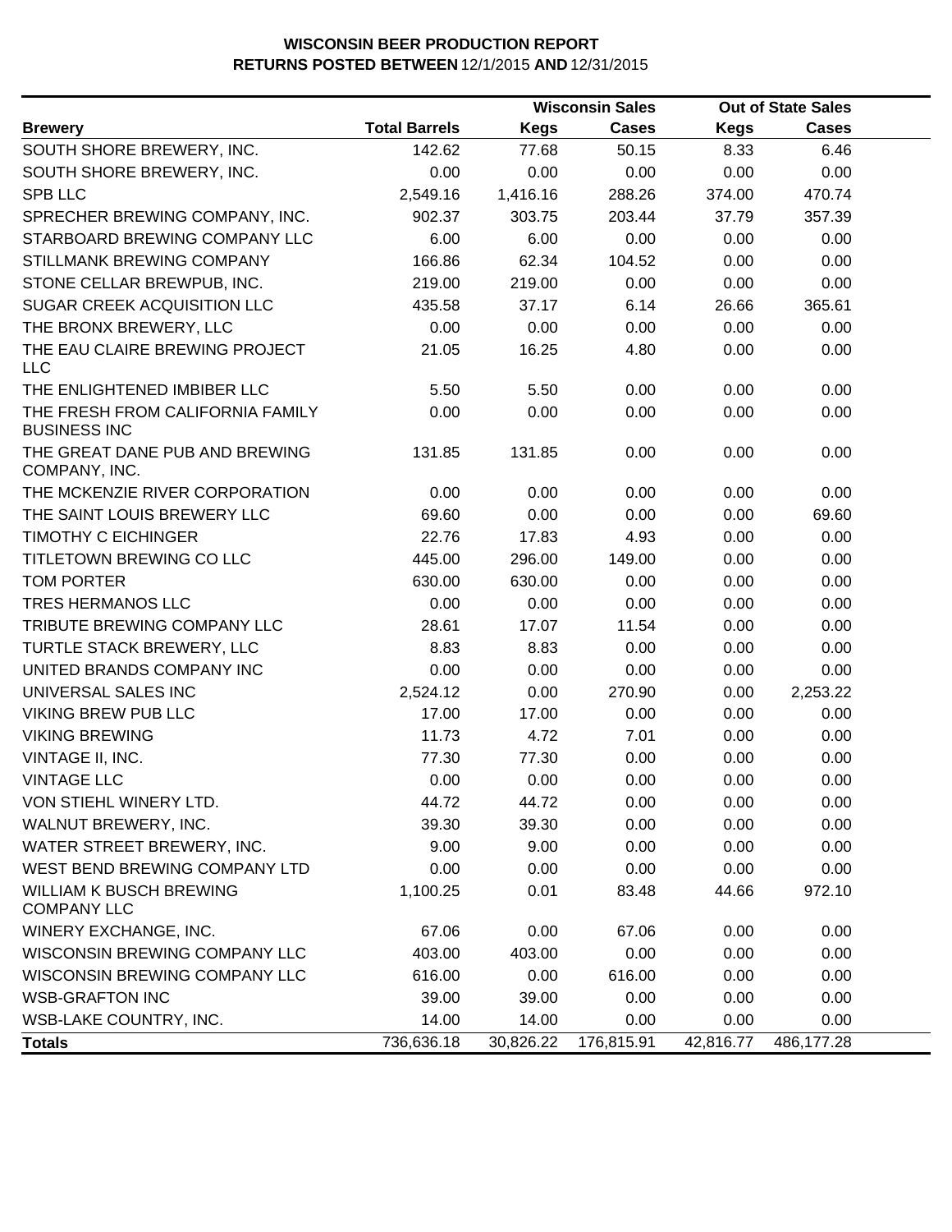**WISCONSIN BEER PRODUCTION REPORT**
**RETURNS POSTED BETWEEN** 12/1/2015 **AND** 12/31/2015

| | | Wisconsin Sales | | Out of State Sales | |
|---|---|---|---|---|---|
| **Brewery** | **Total Barrels** | **Kegs** | **Cases** | **Kegs** | **Cases** |
| SOUTH SHORE BREWERY, INC. | 142.62 | 77.68 | 50.15 | 8.33 | 6.46 |
| SOUTH SHORE BREWERY, INC. | 0.00 | 0.00 | 0.00 | 0.00 | 0.00 |
| SPB LLC | 2,549.16 | 1,416.16 | 288.26 | 374.00 | 470.74 |
| SPRECHER BREWING COMPANY, INC. | 902.37 | 303.75 | 203.44 | 37.79 | 357.39 |
| STARBOARD BREWING COMPANY LLC | 6.00 | 6.00 | 0.00 | 0.00 | 0.00 |
| STILLMANK BREWING COMPANY | 166.86 | 62.34 | 104.52 | 0.00 | 0.00 |
| STONE CELLAR BREWPUB, INC. | 219.00 | 219.00 | 0.00 | 0.00 | 0.00 |
| SUGAR CREEK ACQUISITION LLC | 435.58 | 37.17 | 6.14 | 26.66 | 365.61 |
| THE BRONX BREWERY, LLC | 0.00 | 0.00 | 0.00 | 0.00 | 0.00 |
| THE EAU CLAIRE BREWING PROJECT LLC | 21.05 | 16.25 | 4.80 | 0.00 | 0.00 |
| THE ENLIGHTENED IMBIBER LLC | 5.50 | 5.50 | 0.00 | 0.00 | 0.00 |
| THE FRESH FROM CALIFORNIA FAMILY BUSINESS INC | 0.00 | 0.00 | 0.00 | 0.00 | 0.00 |
| THE GREAT DANE PUB AND BREWING COMPANY, INC. | 131.85 | 131.85 | 0.00 | 0.00 | 0.00 |
| THE MCKENZIE RIVER CORPORATION | 0.00 | 0.00 | 0.00 | 0.00 | 0.00 |
| THE SAINT LOUIS BREWERY LLC | 69.60 | 0.00 | 0.00 | 0.00 | 69.60 |
| TIMOTHY C EICHINGER | 22.76 | 17.83 | 4.93 | 0.00 | 0.00 |
| TITLETOWN BREWING CO LLC | 445.00 | 296.00 | 149.00 | 0.00 | 0.00 |
| TOM PORTER | 630.00 | 630.00 | 0.00 | 0.00 | 0.00 |
| TRES HERMANOS LLC | 0.00 | 0.00 | 0.00 | 0.00 | 0.00 |
| TRIBUTE BREWING COMPANY LLC | 28.61 | 17.07 | 11.54 | 0.00 | 0.00 |
| TURTLE STACK BREWERY, LLC | 8.83 | 8.83 | 0.00 | 0.00 | 0.00 |
| UNITED BRANDS COMPANY INC | 0.00 | 0.00 | 0.00 | 0.00 | 0.00 |
| UNIVERSAL SALES INC | 2,524.12 | 0.00 | 270.90 | 0.00 | 2,253.22 |
| VIKING BREW PUB LLC | 17.00 | 17.00 | 0.00 | 0.00 | 0.00 |
| VIKING BREWING | 11.73 | 4.72 | 7.01 | 0.00 | 0.00 |
| VINTAGE II, INC. | 77.30 | 77.30 | 0.00 | 0.00 | 0.00 |
| VINTAGE LLC | 0.00 | 0.00 | 0.00 | 0.00 | 0.00 |
| VON STIEHL WINERY LTD. | 44.72 | 44.72 | 0.00 | 0.00 | 0.00 |
| WALNUT BREWERY, INC. | 39.30 | 39.30 | 0.00 | 0.00 | 0.00 |
| WATER STREET BREWERY, INC. | 9.00 | 9.00 | 0.00 | 0.00 | 0.00 |
| WEST BEND BREWING COMPANY LTD | 0.00 | 0.00 | 0.00 | 0.00 | 0.00 |
| WILLIAM K BUSCH BREWING COMPANY LLC | 1,100.25 | 0.01 | 83.48 | 44.66 | 972.10 |
| WINERY EXCHANGE, INC. | 67.06 | 0.00 | 67.06 | 0.00 | 0.00 |
| WISCONSIN BREWING COMPANY LLC | 403.00 | 403.00 | 0.00 | 0.00 | 0.00 |
| WISCONSIN BREWING COMPANY LLC | 616.00 | 0.00 | 616.00 | 0.00 | 0.00 |
| WSB-GRAFTON INC | 39.00 | 39.00 | 0.00 | 0.00 | 0.00 |
| WSB-LAKE COUNTRY, INC. | 14.00 | 14.00 | 0.00 | 0.00 | 0.00 |
| **Totals** | 736,636.18 | 30,826.22 | 176,815.91 | 42,816.77 | 486,177.28 |